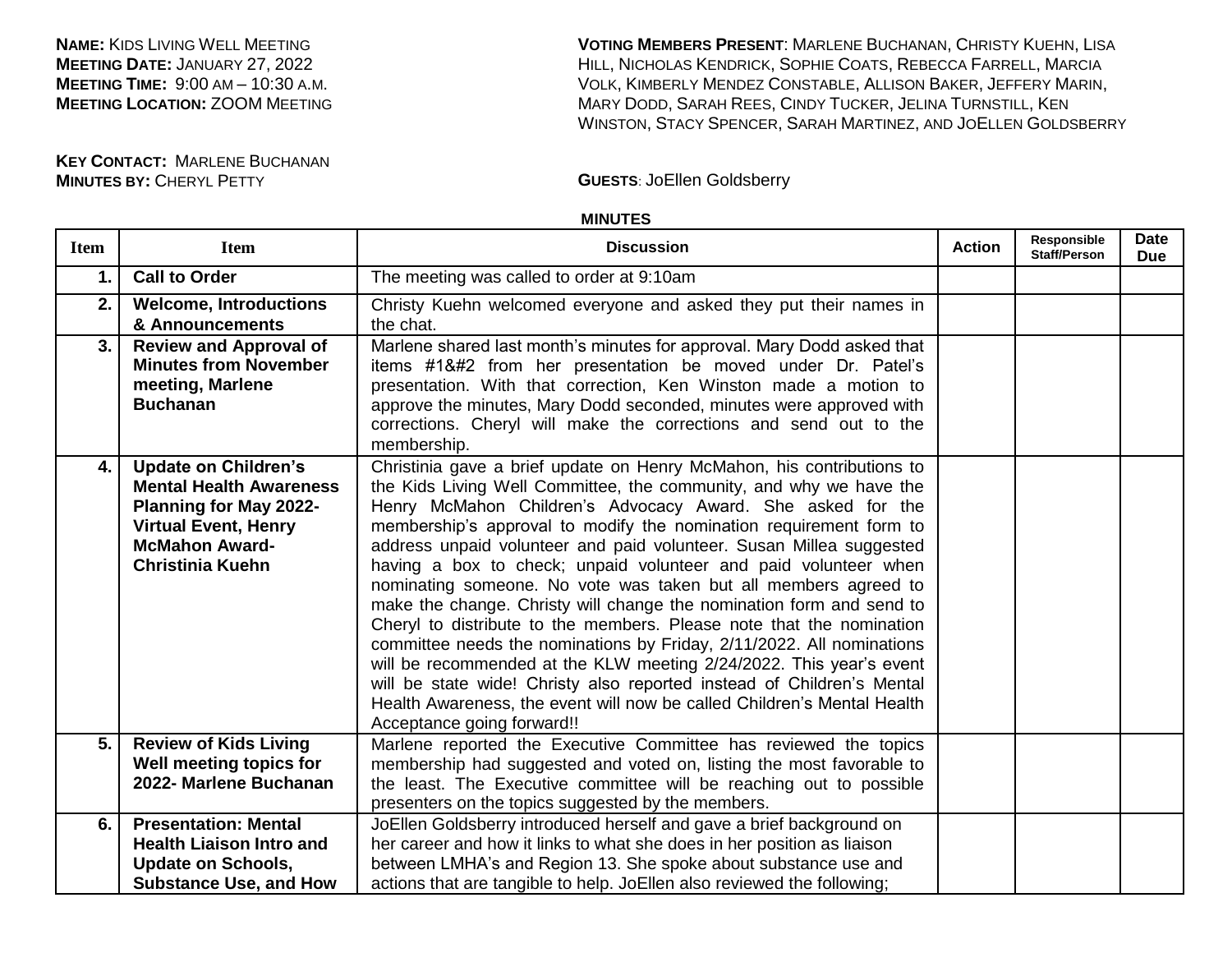**Name:** Kids Living Well Meeting
**Meeting Date:** January 27, 2022
**Meeting Time:** 9:00 am – 10:30 a.m.
**Meeting Location:** ZOOM Meeting

**Key Contact:** Marlene Buchanan
**Minutes by:** Cheryl Petty

**Voting Members Present**: Marlene Buchanan, Christy Kuehn, Lisa Hill, Nicholas Kendrick, Sophie Coats, Rebecca Farrell, Marcia Volk, Kimberly Mendez Constable, Allison Baker, Jeffery Marin, Mary Dodd, Sarah Rees, Cindy Tucker, Jelina Turnstill, Ken Winston, Stacy Spencer, Sarah Martinez, and JoEllen Goldsberry

**Guests**: JoEllen Goldsberry

**MINUTES**

| Item | Item | Discussion | Action | Responsible Staff/Person | Date Due |
|---|---|---|---|---|---|
| 1. | **Call to Order** | The meeting was called to order at 9:10am | | | |
| 2. | **Welcome, Introductions & Announcements** | Christy Kuehn welcomed everyone and asked they put their names in the chat. | | | |
| 3. | **Review and Approval of Minutes from November meeting, Marlene Buchanan** | Marlene shared last month's minutes for approval. Mary Dodd asked that items #1&#2 from her presentation be moved under Dr. Patel's presentation. With that correction, Ken Winston made a motion to approve the minutes, Mary Dodd seconded, minutes were approved with corrections. Cheryl will make the corrections and send out to the membership. | | | |
| 4. | **Update on Children's Mental Health Awareness Planning for May 2022- Virtual Event, Henry McMahon Award- Christinia Kuehn** | Christinia gave a brief update on Henry McMahon, his contributions to the Kids Living Well Committee, the community, and why we have the Henry McMahon Children's Advocacy Award. She asked for the membership's approval to modify the nomination requirement form to address unpaid volunteer and paid volunteer. Susan Millea suggested having a box to check; unpaid volunteer and paid volunteer when nominating someone. No vote was taken but all members agreed to make the change. Christy will change the nomination form and send to Cheryl to distribute to the members. Please note that the nomination committee needs the nominations by Friday, 2/11/2022. All nominations will be recommended at the KLW meeting 2/24/2022. This year's event will be state wide! Christy also reported instead of Children's Mental Health Awareness, the event will now be called Children's Mental Health Acceptance going forward!! | | | |
| 5. | **Review of Kids Living Well meeting topics for 2022- Marlene Buchanan** | Marlene reported the Executive Committee has reviewed the topics membership had suggested and voted on, listing the most favorable to the least. The Executive committee will be reaching out to possible presenters on the topics suggested by the members. | | | |
| 6. | **Presentation: Mental Health Liaison Intro and Update on Schools, Substance Use, and How** | JoEllen Goldsberry introduced herself and gave a brief background on her career and how it links to what she does in her position as liaison between LMHA's and Region 13. She spoke about substance use and actions that are tangible to help. JoEllen also reviewed the following; | | | |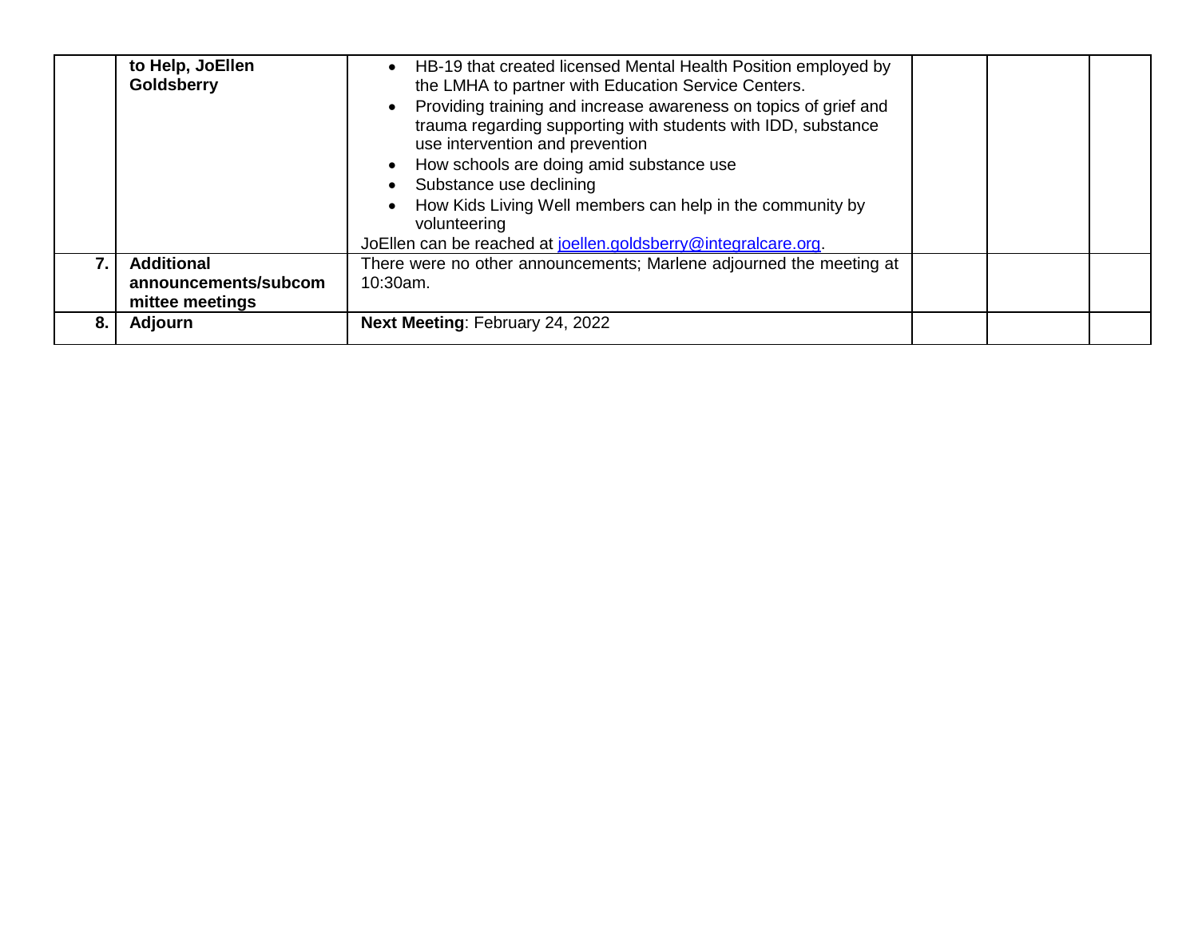| | | | | | |
|---|---|---|---|---|---|
| | **to Help, JoEllen Goldsberry** | • HB-19 that created licensed Mental Health Position employed by the LMHA to partner with Education Service Centers.<br>• Providing training and increase awareness on topics of grief and trauma regarding supporting with students with IDD, substance use intervention and prevention<br>• How schools are doing amid substance use<br>• Substance use declining<br>• How Kids Living Well members can help in the community by volunteering<br>JoEllen can be reached at joellen.goldsberry@integralcare.org. | | | |
| **7.** | **Additional announcements/subcommittee meetings** | There were no other announcements; Marlene adjourned the meeting at 10:30am. | | | |
| **8.** | **Adjourn** | **Next Meeting**: February 24, 2022 | | | |